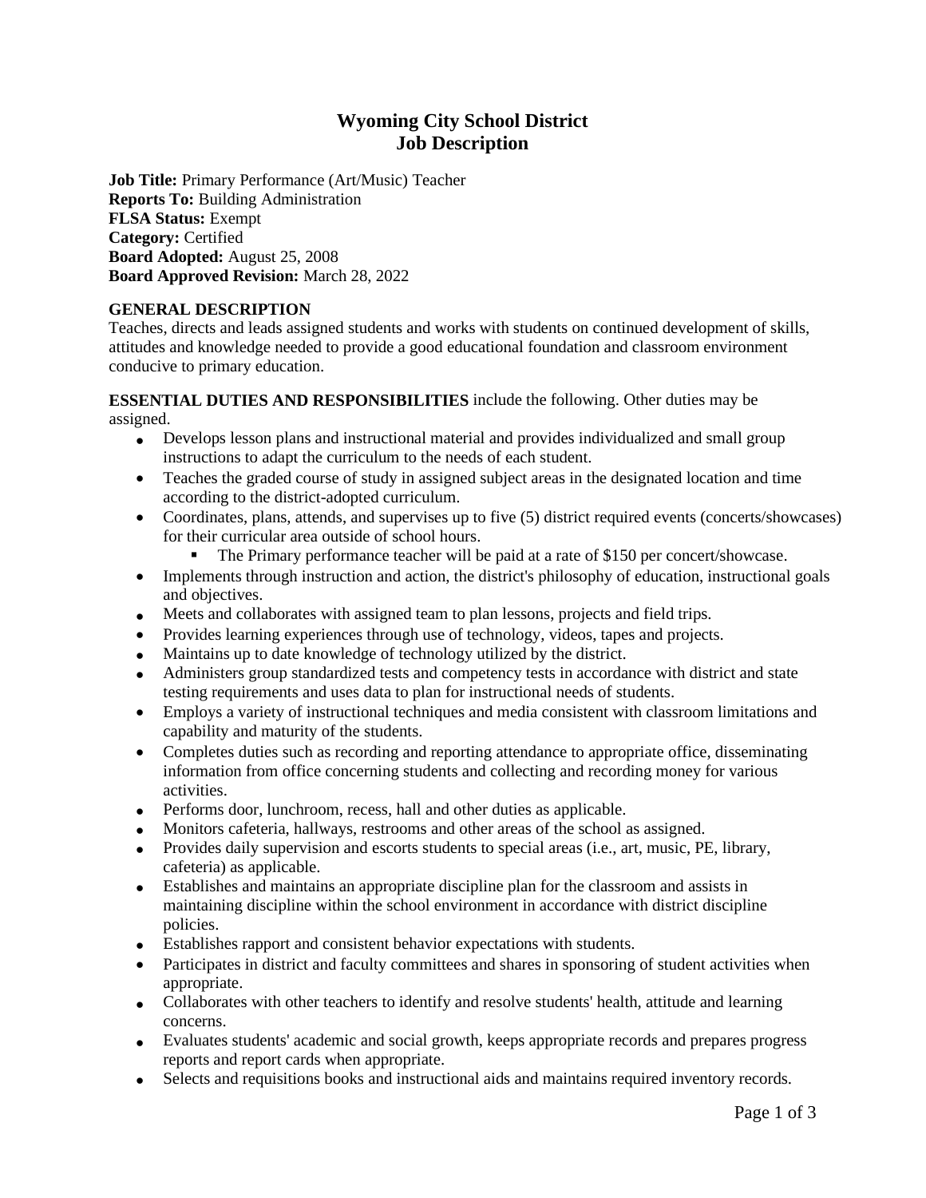# Wyoming City School District
# Job Description

**Job Title:** Primary Performance (Art/Music) Teacher
**Reports To:** Building Administration
**FLSA Status:** Exempt
**Category:** Certified
**Board Adopted:** August 25, 2008
**Board Approved Revision:** March 28, 2022

**GENERAL DESCRIPTION**
Teaches, directs and leads assigned students and works with students on continued development of skills, attitudes and knowledge needed to provide a good educational foundation and classroom environment conducive to primary education.

**ESSENTIAL DUTIES AND RESPONSIBILITIES** include the following. Other duties may be assigned.

- Develops lesson plans and instructional material and provides individualized and small group instructions to adapt the curriculum to the needs of each student.
- Teaches the graded course of study in assigned subject areas in the designated location and time according to the district-adopted curriculum.
- Coordinates, plans, attends, and supervises up to five (5) district required events (concerts/showcases) for their curricular area outside of school hours.
    - The Primary performance teacher will be paid at a rate of $150 per concert/showcase.
- Implements through instruction and action, the district's philosophy of education, instructional goals and objectives.
- Meets and collaborates with assigned team to plan lessons, projects and field trips.
- Provides learning experiences through use of technology, videos, tapes and projects.
- Maintains up to date knowledge of technology utilized by the district.
- Administers group standardized tests and competency tests in accordance with district and state testing requirements and uses data to plan for instructional needs of students.
- Employs a variety of instructional techniques and media consistent with classroom limitations and capability and maturity of the students.
- Completes duties such as recording and reporting attendance to appropriate office, disseminating information from office concerning students and collecting and recording money for various activities.
- Performs door, lunchroom, recess, hall and other duties as applicable.
- Monitors cafeteria, hallways, restrooms and other areas of the school as assigned.
- Provides daily supervision and escorts students to special areas (i.e., art, music, PE, library, cafeteria) as applicable.
- Establishes and maintains an appropriate discipline plan for the classroom and assists in maintaining discipline within the school environment in accordance with district discipline policies.
- Establishes rapport and consistent behavior expectations with students.
- Participates in district and faculty committees and shares in sponsoring of student activities when appropriate.
- Collaborates with other teachers to identify and resolve students' health, attitude and learning concerns.
- Evaluates students' academic and social growth, keeps appropriate records and prepares progress reports and report cards when appropriate.
- Selects and requisitions books and instructional aids and maintains required inventory records.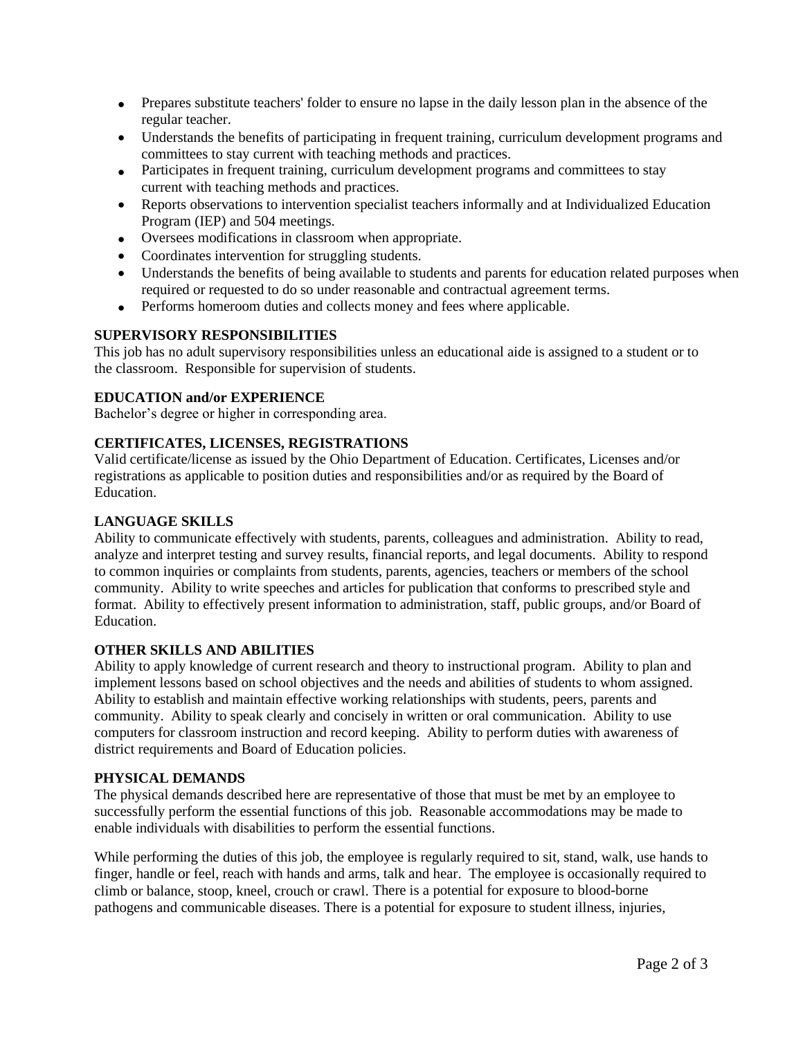- Prepares substitute teachers' folder to ensure no lapse in the daily lesson plan in the absence of the regular teacher.
- Understands the benefits of participating in frequent training, curriculum development programs and committees to stay current with teaching methods and practices.
- Participates in frequent training, curriculum development programs and committees to stay current with teaching methods and practices.
- Reports observations to intervention specialist teachers informally and at Individualized Education Program (IEP) and 504 meetings.
- Oversees modifications in classroom when appropriate.
- Coordinates intervention for struggling students.
- Understands the benefits of being available to students and parents for education related purposes when required or requested to do so under reasonable and contractual agreement terms.
- Performs homeroom duties and collects money and fees where applicable.

**SUPERVISORY RESPONSIBILITIES**
This job has no adult supervisory responsibilities unless an educational aide is assigned to a student or to the classroom. Responsible for supervision of students.

**EDUCATION and/or EXPERIENCE**
Bachelor's degree or higher in corresponding area.

**CERTIFICATES, LICENSES, REGISTRATIONS**
Valid certificate/license as issued by the Ohio Department of Education. Certificates, Licenses and/or registrations as applicable to position duties and responsibilities and/or as required by the Board of Education.

**LANGUAGE SKILLS**
Ability to communicate effectively with students, parents, colleagues and administration. Ability to read, analyze and interpret testing and survey results, financial reports, and legal documents. Ability to respond to common inquiries or complaints from students, parents, agencies, teachers or members of the school community. Ability to write speeches and articles for publication that conforms to prescribed style and format. Ability to effectively present information to administration, staff, public groups, and/or Board of Education.

**OTHER SKILLS AND ABILITIES**
Ability to apply knowledge of current research and theory to instructional program. Ability to plan and implement lessons based on school objectives and the needs and abilities of students to whom assigned. Ability to establish and maintain effective working relationships with students, peers, parents and community. Ability to speak clearly and concisely in written or oral communication. Ability to use computers for classroom instruction and record keeping. Ability to perform duties with awareness of district requirements and Board of Education policies.

**PHYSICAL DEMANDS**
The physical demands described here are representative of those that must be met by an employee to successfully perform the essential functions of this job. Reasonable accommodations may be made to enable individuals with disabilities to perform the essential functions.

While performing the duties of this job, the employee is regularly required to sit, stand, walk, use hands to finger, handle or feel, reach with hands and arms, talk and hear. The employee is occasionally required to climb or balance, stoop, kneel, crouch or crawl. There is a potential for exposure to blood-borne pathogens and communicable diseases. There is a potential for exposure to student illness, injuries,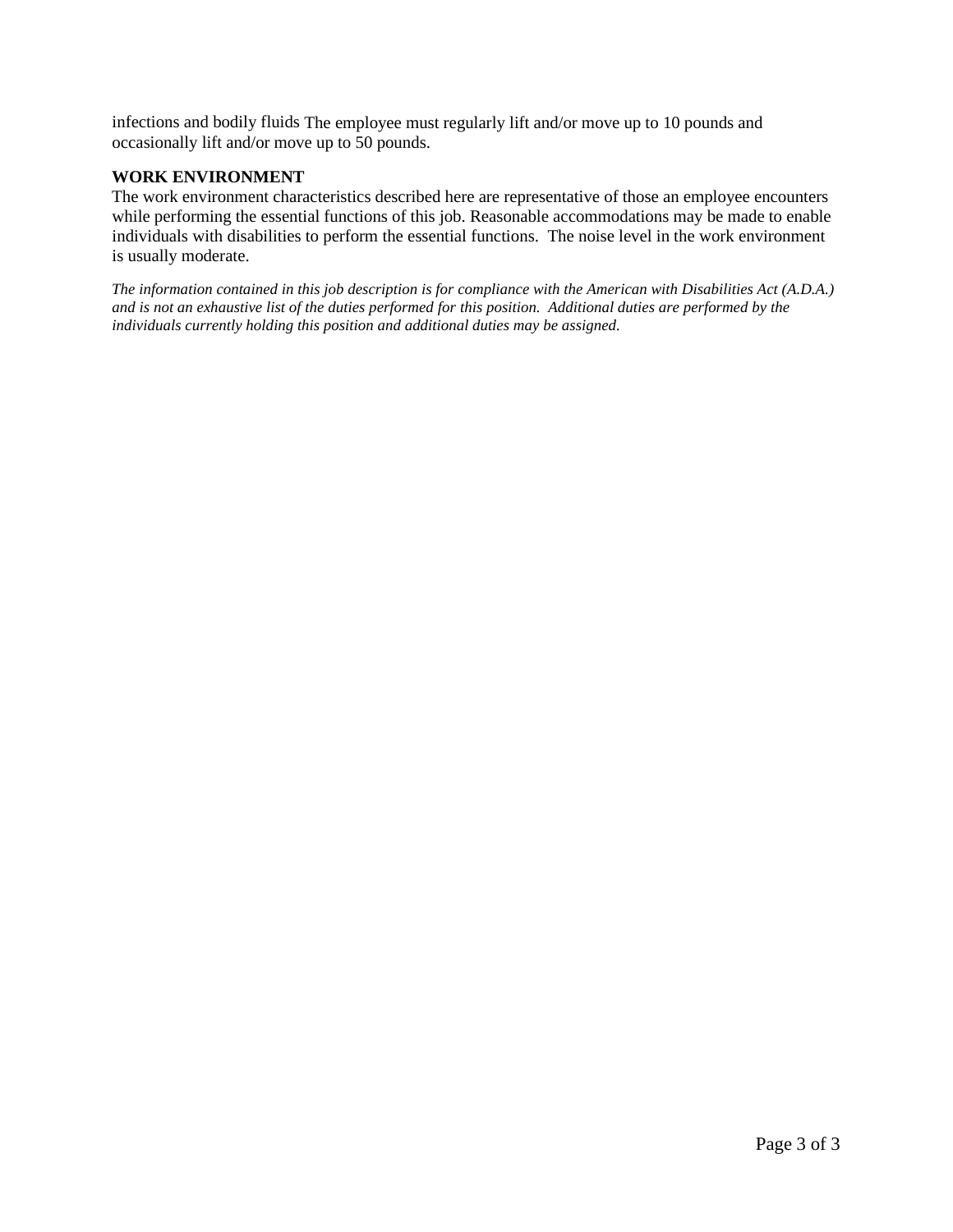infections and bodily fluids The employee must regularly lift and/or move up to 10 pounds and occasionally lift and/or move up to 50 pounds.

**WORK ENVIRONMENT**

The work environment characteristics described here are representative of those an employee encounters while performing the essential functions of this job. Reasonable accommodations may be made to enable individuals with disabilities to perform the essential functions. The noise level in the work environment is usually moderate.

*The information contained in this job description is for compliance with the American with Disabilities Act (A.D.A.) and is not an exhaustive list of the duties performed for this position. Additional duties are performed by the individuals currently holding this position and additional duties may be assigned.*